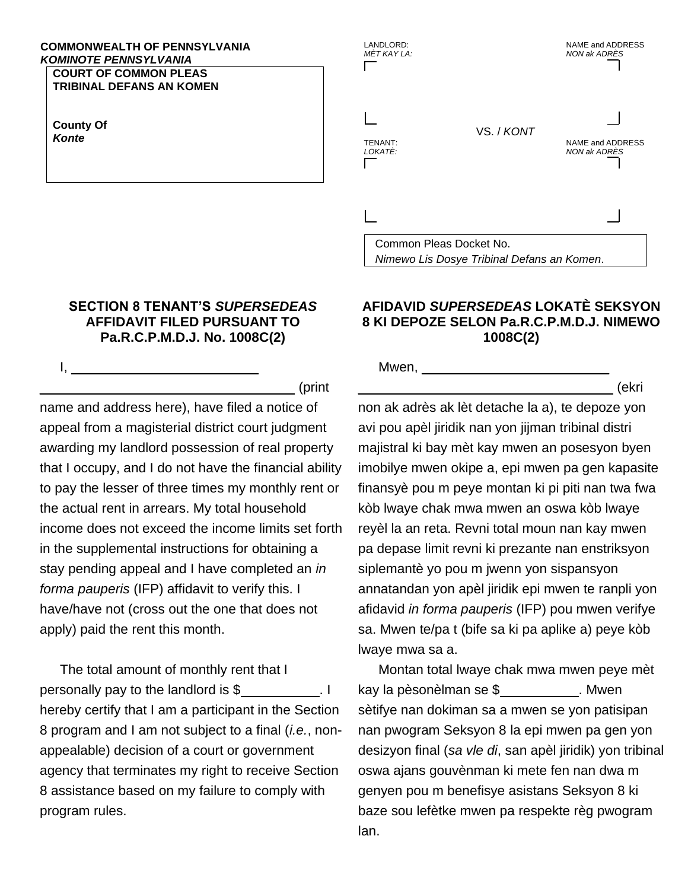**COMMONWEALTH OF PENNSYLVANIA**
***KOMINOTE PENNSYLVANIA***

**COURT OF COMMON PLEAS**
**TRIBINAL DEFANS AN KOMEN**

**County Of**
***Konte***

LANDLORD:
*MÈT KAY LA:*

NAME and ADDRESS
*NON ak ADRÈS*

VS. / *KONT*

TENANT:
*LOKATÈ:*

NAME and ADDRESS
*NON ak ADRÈS*

Common Pleas Docket No.
*Nimewo Lis Dosye Tribinal Defans an Komen*.

## SECTION 8 TENANT'S *SUPERSEDEAS* AFFIDAVIT FILED PURSUANT TO Pa.R.C.P.M.D.J. No. 1008C(2)

I, ______________________________ ________________________________________ (print name and address here), have filed a notice of appeal from a magisterial district court judgment awarding my landlord possession of real property that I occupy, and I do not have the financial ability to pay the lesser of three times my monthly rent or the actual rent in arrears. My total household income does not exceed the income limits set forth in the supplemental instructions for obtaining a stay pending appeal and I have completed an *in forma pauperis* (IFP) affidavit to verify this. I have/have not (cross out the one that does not apply) paid the rent this month.

The total amount of monthly rent that I personally pay to the landlord is $__________. I hereby certify that I am a participant in the Section 8 program and I am not subject to a final (*i.e.*, non-appealable) decision of a court or government agency that terminates my right to receive Section 8 assistance based on my failure to comply with program rules.

## AFIDAVID *SUPERSEDEAS* LOKATÈ SEKSYON 8 KI DEPOZE SELON Pa.R.C.P.M.D.J. NIMEWO 1008C(2)

Mwen, ______________________________ ________________________________________ (ekri non ak adrès ak lèt detache la a), te depoze yon avi pou apèl jiridik nan yon jijman tribinal distri majistral ki bay mèt kay mwen an posesyon byen imobilye mwen okipe a, epi mwen pa gen kapasite finansyè pou m peye montan ki pi piti nan twa fwa kòb lwaye chak mwa mwen an oswa kòb lwaye reyèl la an reta. Revni total moun nan kay mwen pa depase limit revni ki prezante nan enstriksyon siplemantè yo pou m jwenn yon sispansyon annatandan yon apèl jiridik epi mwen te ranpli yon afidavid *in forma pauperis* (IFP) pou mwen verifye sa. Mwen te/pa t (bife sa ki pa aplike a) peye kòb lwaye mwa sa a.

Montan total lwaye chak mwa mwen peye mèt kay la pèsonèlman se $__________. Mwen sètifye nan dokiman sa a mwen se yon patisipan nan pwogram Seksyon 8 la epi mwen pa gen yon desizyon final (*sa vle di*, san apèl jiridik) yon tribinal oswa ajans gouvènman ki mete fen nan dwa m genyen pou m benefisye asistans Seksyon 8 ki baze sou lefètke mwen pa respekte règ pwogram lan.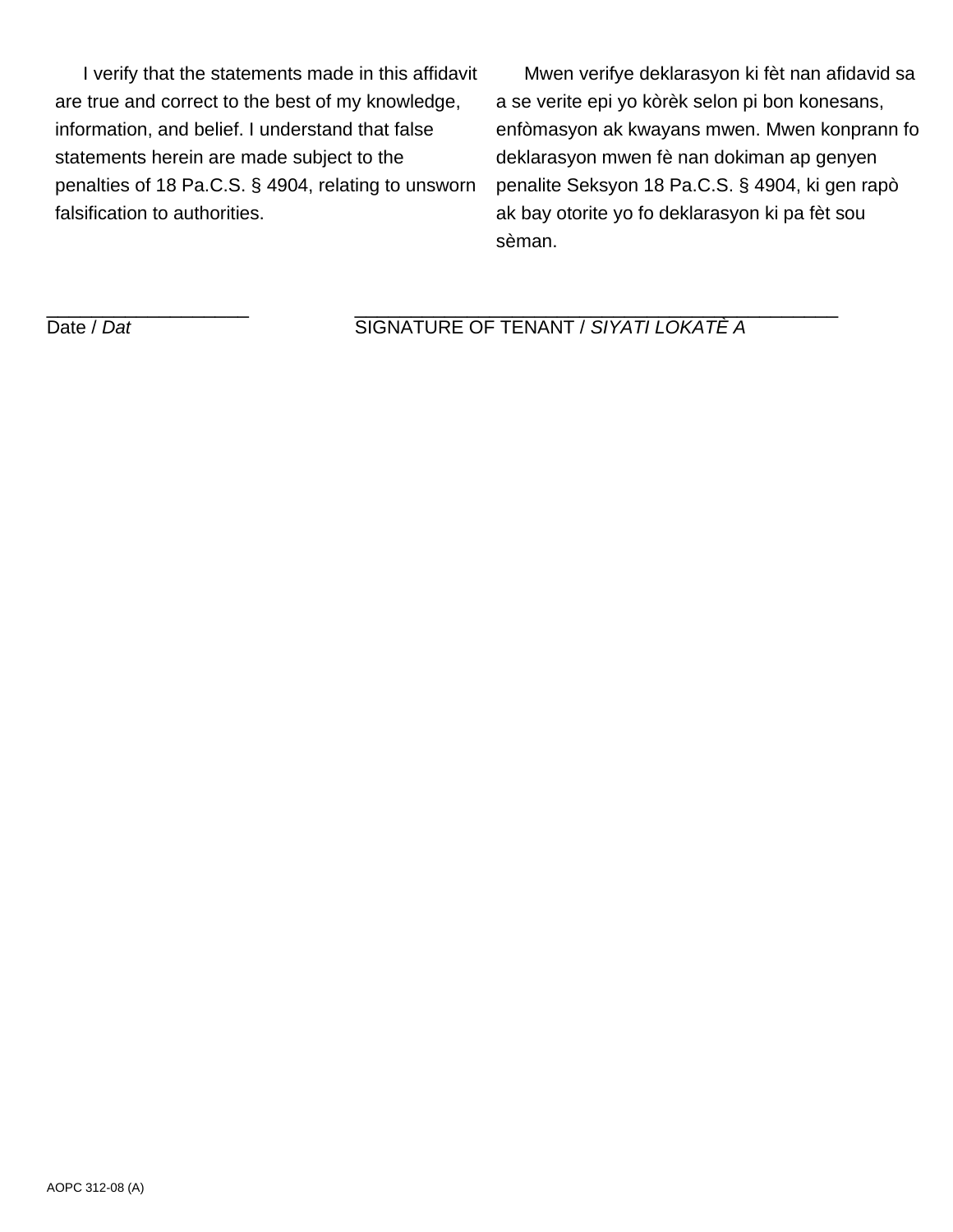I verify that the statements made in this affidavit are true and correct to the best of my knowledge, information, and belief. I understand that false statements herein are made subject to the penalties of 18 Pa.C.S. § 4904, relating to unsworn falsification to authorities.

Mwen verifye deklarasyon ki fèt nan afidavid sa a se verite epi yo kòrèk selon pi bon konesans, enfòmasyon ak kwayans mwen. Mwen konprann fo deklarasyon mwen fè nan dokiman ap genyen penalite Seksyon 18 Pa.C.S. § 4904, ki gen rapò ak bay otorite yo fo deklarasyon ki pa fèt sou sèman.

____________________ Date / *Dat*

________________________________________________ SIGNATURE OF TENANT / *SIYATI LOKATÈ A*

AOPC 312-08 (A)